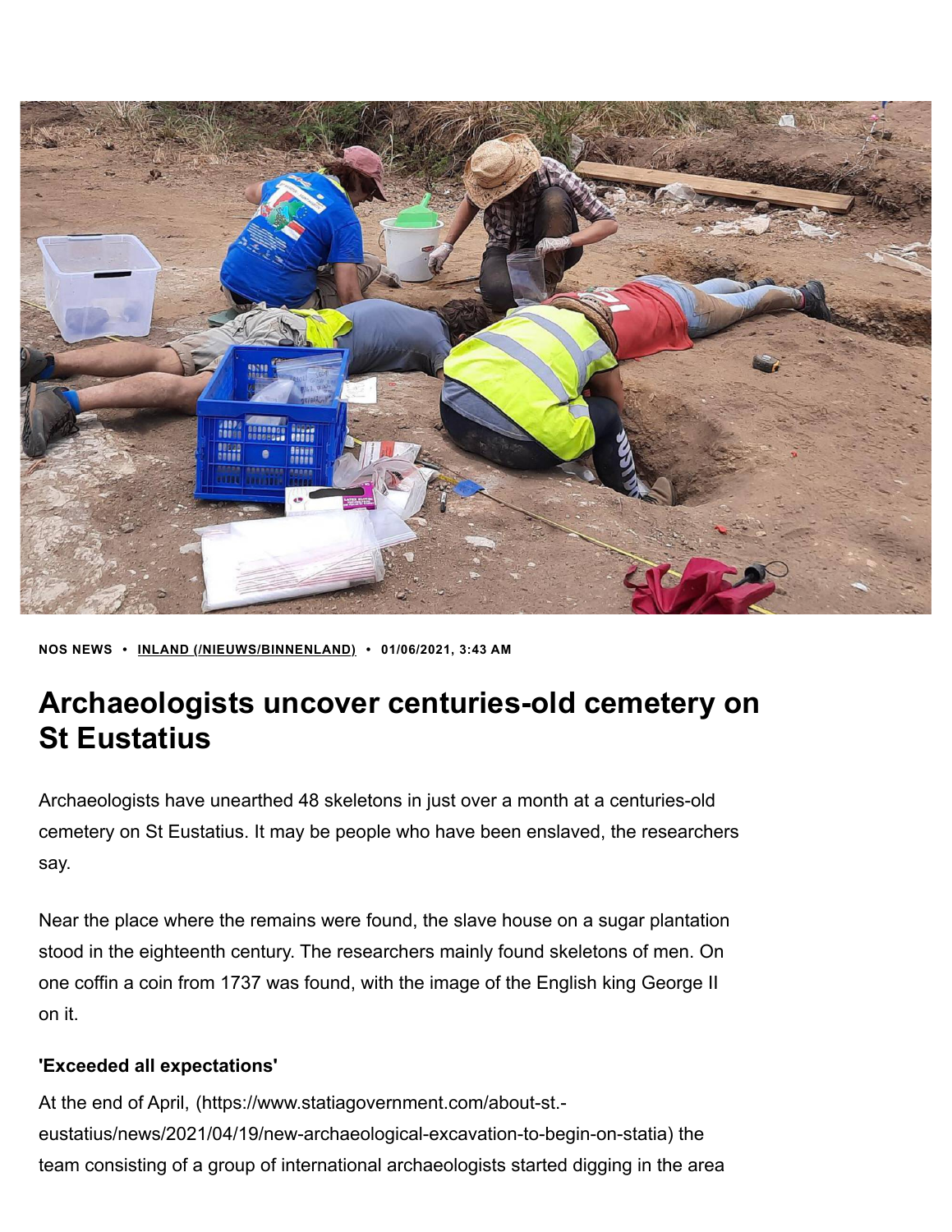NOS NEWS • INLAND (/NIEUWS/BINNENLAND) • 01/06/2021, 3:43 AM

# Archaeologists uncover centuries-old cemetery on St Eustatius

Archaeologists have unearthed 48 skeletons in just over a month at a centuries-old cemetery on St Eustatius. It may be people who have been enslaved, the researchers say.

Near the place where the remains were found, the slave house on a sugar plantation stood in the eighteenth century. The researchers mainly found skeletons of men. On one coffin a coin from 1737 was found, with the image of the English king George II on it.

**'Exceeded all expectations'**

At the end of April, (https://www.statiagovernment.com/about-st.-eustatius/news/2021/04/19/new-archaeological-excavation-to-begin-on-statia) the team consisting of a group of international archaeologists started digging in the area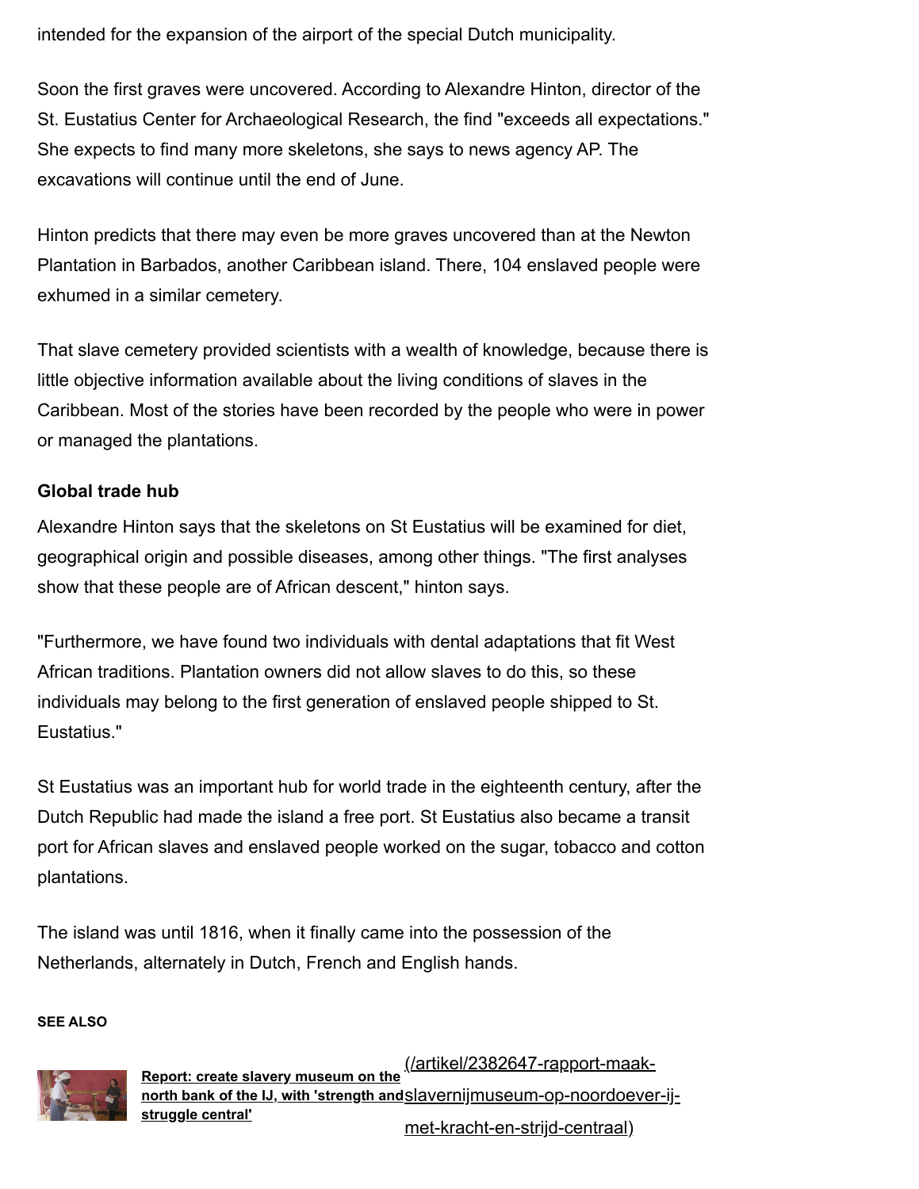intended for the expansion of the airport of the special Dutch municipality.

Soon the first graves were uncovered. According to Alexandre Hinton, director of the St. Eustatius Center for Archaeological Research, the find "exceeds all expectations." She expects to find many more skeletons, she says to news agency AP. The excavations will continue until the end of June.

Hinton predicts that there may even be more graves uncovered than at the Newton Plantation in Barbados, another Caribbean island. There, 104 enslaved people were exhumed in a similar cemetery.

That slave cemetery provided scientists with a wealth of knowledge, because there is little objective information available about the living conditions of slaves in the Caribbean. Most of the stories have been recorded by the people who were in power or managed the plantations.

**Global trade hub**

Alexandre Hinton says that the skeletons on St Eustatius will be examined for diet, geographical origin and possible diseases, among other things. "The first analyses show that these people are of African descent," hinton says.

"Furthermore, we have found two individuals with dental adaptations that fit West African traditions. Plantation owners did not allow slaves to do this, so these individuals may belong to the first generation of enslaved people shipped to St. Eustatius."

St Eustatius was an important hub for world trade in the eighteenth century, after the Dutch Republic had made the island a free port. St Eustatius also became a transit port for African slaves and enslaved people worked on the sugar, tobacco and cotton plantations.

The island was until 1816, when it finally came into the possession of the Netherlands, alternately in Dutch, French and English hands.

**SEE ALSO**

**Report: create slavery museum on the north bank of the IJ, with 'strength and struggle central'** (/artikel/2382647-rapport-maak-slavernijmuseum-op-noordoever-ij-met-kracht-en-strijd-centraal)